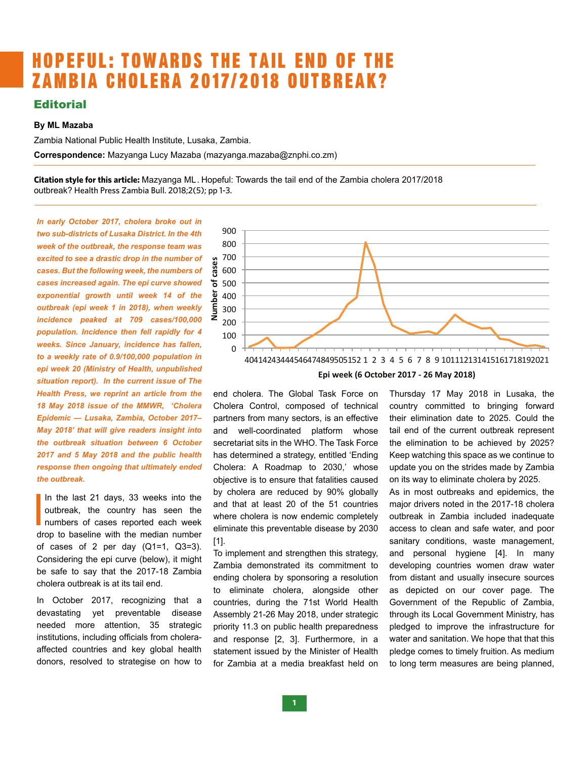# HOPEFUL: TOWARDS THE TAIL END OF THE ZAMBIA CHOLERA 2017/2018 OUTBREAK?

## Editorial

**By ML Mazaba**

Zambia National Public Health Institute, Lusaka, Zambia.

**Correspondence:** Mazyanga Lucy Mazaba (mazyanga.mazaba@znphi.co.zm)

**Citation style for this article:** Mazyanga ML. Hopeful: Towards the tail end of the Zambia cholera 2017/2018 outbreak? Health Press Zambia Bull. 2018;2(5); pp 1-3.

***In early October 2017, cholera broke out in two sub-districts of Lusaka District. In the 4th week of the outbreak, the response team was excited to see a drastic drop in the number of cases. But the following week, the numbers of cases increased again. The epi curve showed exponential growth until week 14 of the outbreak (epi week 1 in 2018), when weekly incidence peaked at 709 cases/100,000 population. Incidence then fell rapidly for 4 weeks. Since January, incidence has fallen, to a weekly rate of 0.9/100,000 population in epi week 20 (Ministry of Health, unpublished situation report). In the current issue of The Health Press, we reprint an article from the 18 May 2018 issue of the MMWR, 'Cholera Epidemic — Lusaka, Zambia, October 2017–May 2018' that will give readers insight into the outbreak situation between 6 October 2017 and 5 May 2018 and the public health response then ongoing that ultimately ended the outbreak.***

In the last 21 days, 33 weeks into the outbreak, the country has seen the numbers of cases reported each week drop to baseline with the median number of cases of 2 per day (Q1=1, Q3=3). Considering the epi curve (below), it might be safe to say that the 2017-18 Zambia cholera outbreak is at its tail end.

In October 2017, recognizing that a devastating yet preventable disease needed more attention, 35 strategic institutions, including officials from cholera-affected countries and key global health donors, resolved to strategise on how to end cholera. The Global Task Force on Cholera Control, composed of technical partners from many sectors, is an effective and well-coordinated platform whose secretariat sits in the WHO. The Task Force has determined a strategy, entitled 'Ending Cholera: A Roadmap to 2030,' whose objective is to ensure that fatalities caused by cholera are reduced by 90% globally and that at least 20 of the 51 countries where cholera is now endemic completely eliminate this preventable disease by 2030 [1].

To implement and strengthen this strategy, Zambia demonstrated its commitment to ending cholera by sponsoring a resolution to eliminate cholera, alongside other countries, during the 71st World Health Assembly 21-26 May 2018, under strategic priority 11.3 on public health preparedness and response [2, 3]. Furthermore, in a statement issued by the Minister of Health for Zambia at a media breakfast held on Thursday 17 May 2018 in Lusaka, the country committed to bringing forward their elimination date to 2025. Could the tail end of the current outbreak represent the elimination to be achieved by 2025? Keep watching this space as we continue to update you on the strides made by Zambia on its way to eliminate cholera by 2025.

As in most outbreaks and epidemics, the major drivers noted in the 2017-18 cholera outbreak in Zambia included inadequate access to clean and safe water, and poor sanitary conditions, waste management, and personal hygiene [4]. In many developing countries women draw water from distant and usually insecure sources as depicted on our cover page. The Government of the Republic of Zambia, through its Local Government Ministry, has pledged to improve the infrastructure for water and sanitation. We hope that that this pledge comes to timely fruition. As medium to long term measures are being planned,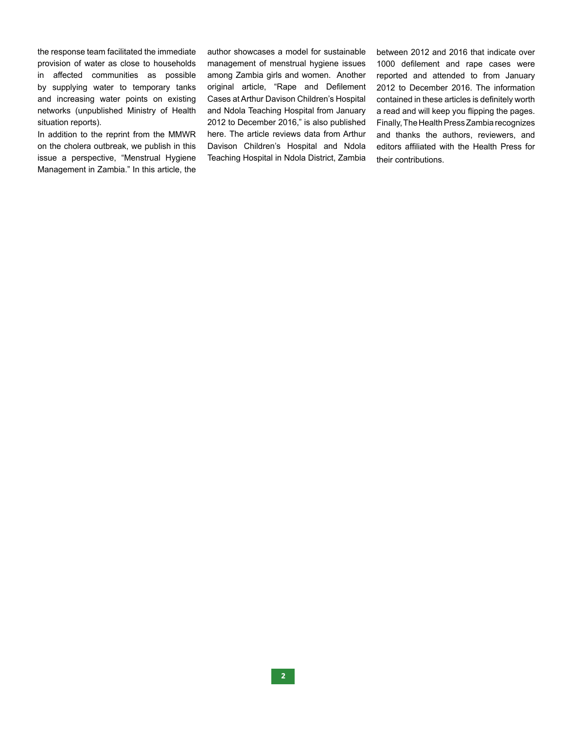the response team facilitated the immediate provision of water as close to households in affected communities as possible by supplying water to temporary tanks and increasing water points on existing networks (unpublished Ministry of Health situation reports).

In addition to the reprint from the MMWR on the cholera outbreak, we publish in this issue a perspective, "Menstrual Hygiene Management in Zambia." In this article, the author showcases a model for sustainable management of menstrual hygiene issues among Zambia girls and women. Another original article, "Rape and Defilement Cases at Arthur Davison Children's Hospital and Ndola Teaching Hospital from January 2012 to December 2016," is also published here. The article reviews data from Arthur Davison Children's Hospital and Ndola Teaching Hospital in Ndola District, Zambia between 2012 and 2016 that indicate over 1000 defilement and rape cases were reported and attended to from January 2012 to December 2016. The information contained in these articles is definitely worth a read and will keep you flipping the pages. Finally, The Health Press Zambia recognizes and thanks the authors, reviewers, and editors affiliated with the Health Press for their contributions.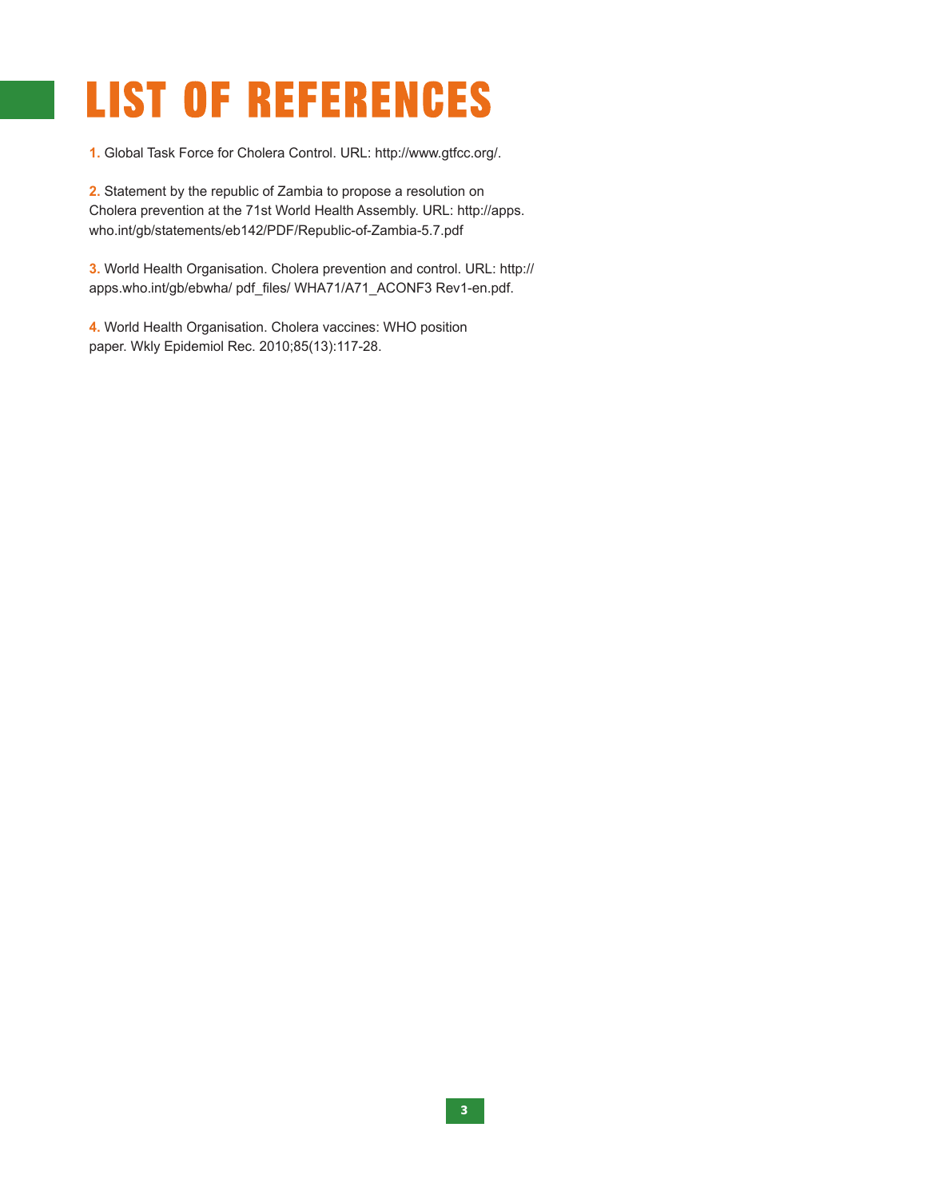# LIST OF REFERENCES

1. Global Task Force for Cholera Control. URL: http://www.gtfcc.org/.

2. Statement by the republic of Zambia to propose a resolution on Cholera prevention at the 71st World Health Assembly. URL: http://apps.who.int/gb/statements/eb142/PDF/Republic-of-Zambia-5.7.pdf

3. World Health Organisation. Cholera prevention and control. URL: http://apps.who.int/gb/ebwha/ pdf_files/ WHA71/A71_ACONF3 Rev1-en.pdf.

4. World Health Organisation. Cholera vaccines: WHO position paper. Wkly Epidemiol Rec. 2010;85(13):117-28.